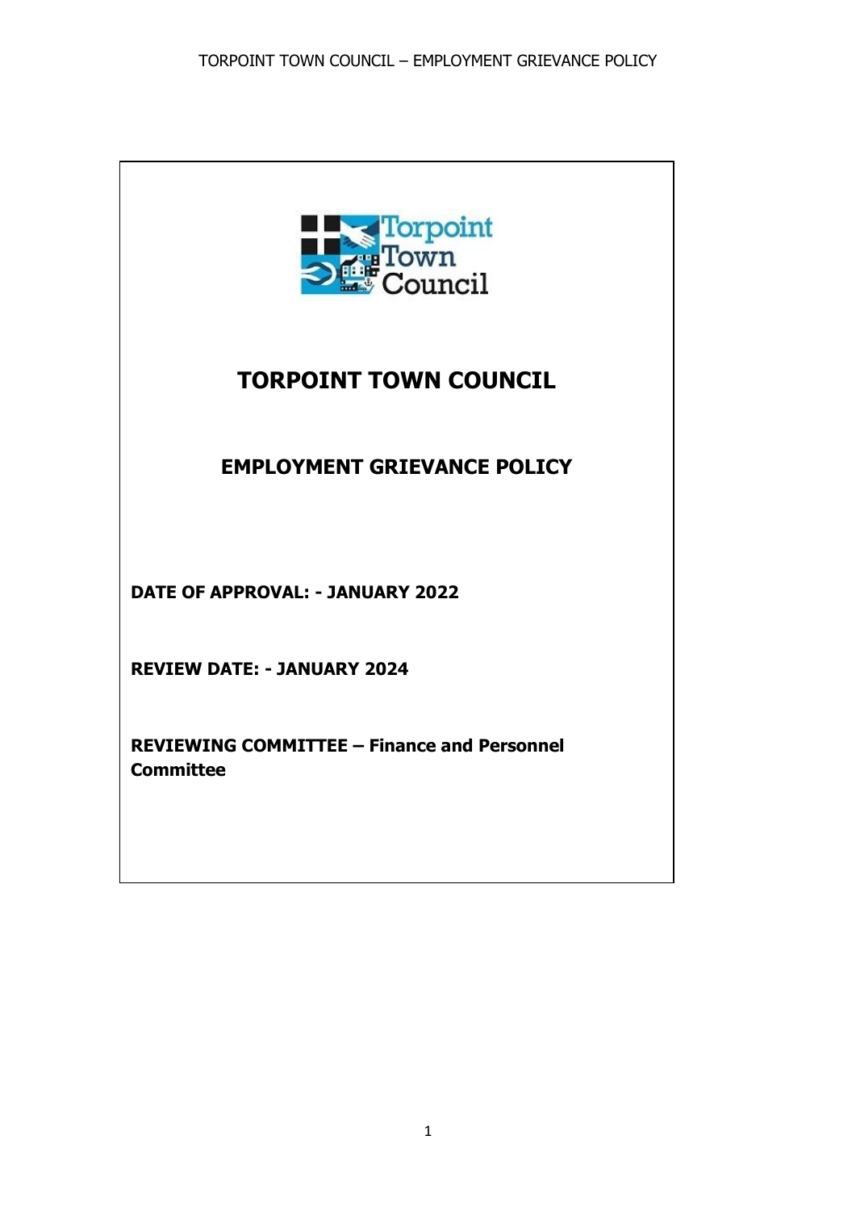# TORPOINT TOWN COUNCIL

## EMPLOYMENT GRIEVANCE POLICY

**DATE OF APPROVAL: - JANUARY 2022**

**REVIEW DATE: - JANUARY 2024**

**REVIEWING COMMITTEE – Finance and Personnel Committee**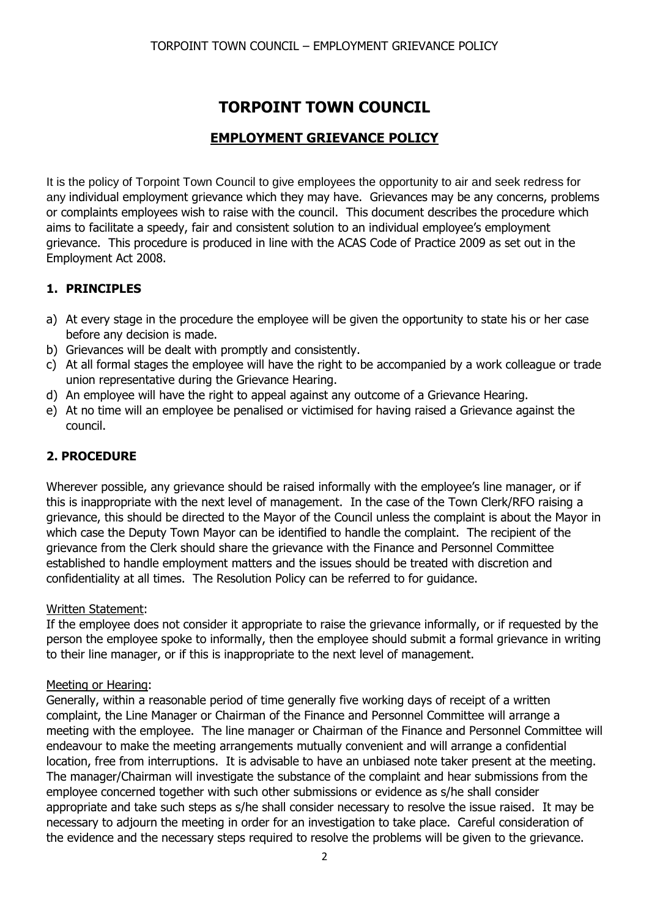# TORPOINT TOWN COUNCIL

## EMPLOYMENT GRIEVANCE POLICY

It is the policy of Torpoint Town Council to give employees the opportunity to air and seek redress for any individual employment grievance which they may have. Grievances may be any concerns, problems or complaints employees wish to raise with the council. This document describes the procedure which aims to facilitate a speedy, fair and consistent solution to an individual employee's employment grievance. This procedure is produced in line with the ACAS Code of Practice 2009 as set out in the Employment Act 2008.

### 1. PRINCIPLES

a) At every stage in the procedure the employee will be given the opportunity to state his or her case before any decision is made.
b) Grievances will be dealt with promptly and consistently.
c) At all formal stages the employee will have the right to be accompanied by a work colleague or trade union representative during the Grievance Hearing.
d) An employee will have the right to appeal against any outcome of a Grievance Hearing.
e) At no time will an employee be penalised or victimised for having raised a Grievance against the council.

### 2. PROCEDURE

Wherever possible, any grievance should be raised informally with the employee's line manager, or if this is inappropriate with the next level of management. In the case of the Town Clerk/RFO raising a grievance, this should be directed to the Mayor of the Council unless the complaint is about the Mayor in which case the Deputy Town Mayor can be identified to handle the complaint. The recipient of the grievance from the Clerk should share the grievance with the Finance and Personnel Committee established to handle employment matters and the issues should be treated with discretion and confidentiality at all times. The Resolution Policy can be referred to for guidance.

Written Statement:
If the employee does not consider it appropriate to raise the grievance informally, or if requested by the person the employee spoke to informally, then the employee should submit a formal grievance in writing to their line manager, or if this is inappropriate to the next level of management.

Meeting or Hearing:
Generally, within a reasonable period of time generally five working days of receipt of a written complaint, the Line Manager or Chairman of the Finance and Personnel Committee will arrange a meeting with the employee. The line manager or Chairman of the Finance and Personnel Committee will endeavour to make the meeting arrangements mutually convenient and will arrange a confidential location, free from interruptions. It is advisable to have an unbiased note taker present at the meeting. The manager/Chairman will investigate the substance of the complaint and hear submissions from the employee concerned together with such other submissions or evidence as s/he shall consider appropriate and take such steps as s/he shall consider necessary to resolve the issue raised. It may be necessary to adjourn the meeting in order for an investigation to take place. Careful consideration of the evidence and the necessary steps required to resolve the problems will be given to the grievance.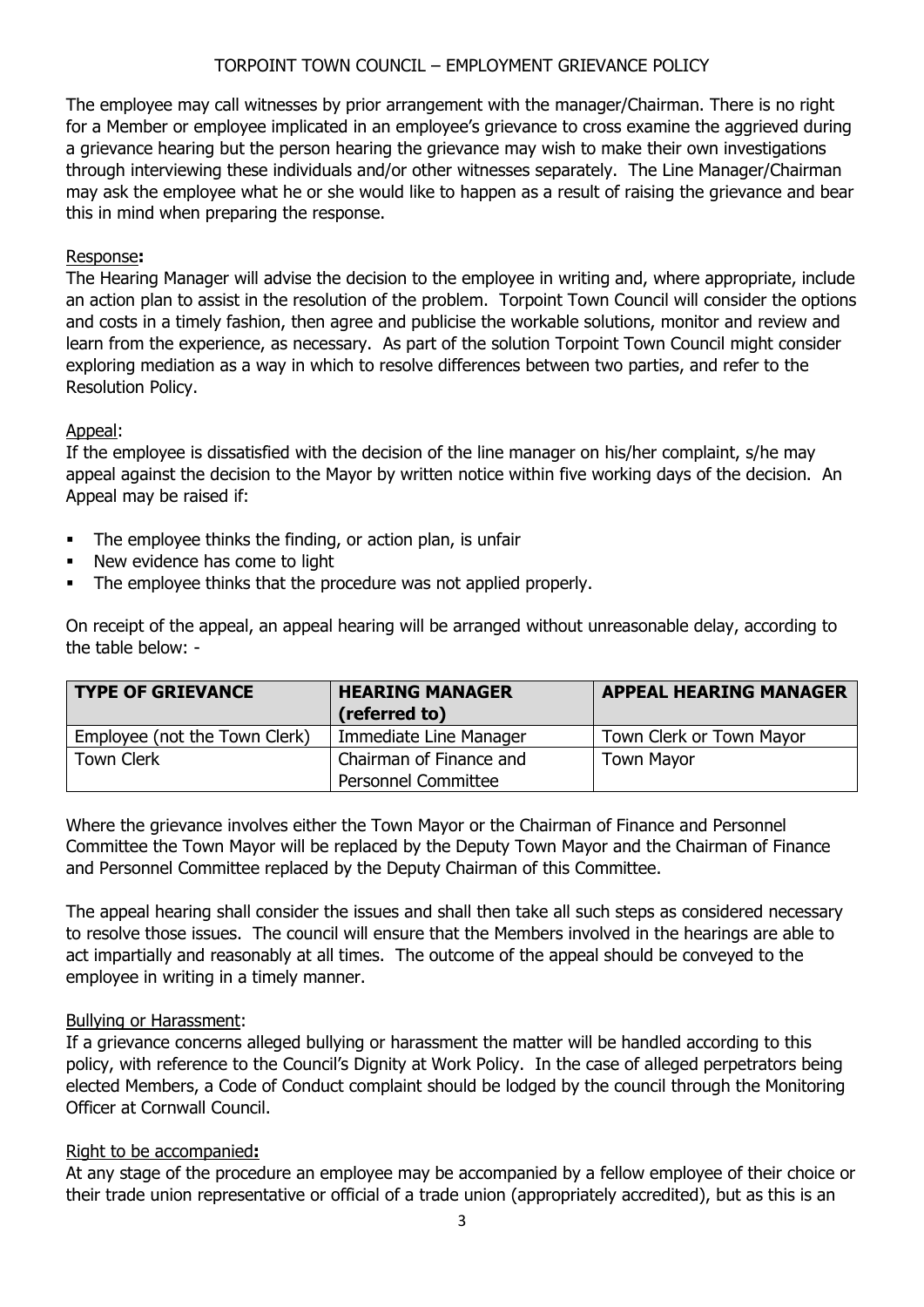The employee may call witnesses by prior arrangement with the manager/Chairman. There is no right for a Member or employee implicated in an employee's grievance to cross examine the aggrieved during a grievance hearing but the person hearing the grievance may wish to make their own investigations through interviewing these individuals and/or other witnesses separately. The Line Manager/Chairman may ask the employee what he or she would like to happen as a result of raising the grievance and bear this in mind when preparing the response.

Response**:**

The Hearing Manager will advise the decision to the employee in writing and, where appropriate, include an action plan to assist in the resolution of the problem. Torpoint Town Council will consider the options and costs in a timely fashion, then agree and publicise the workable solutions, monitor and review and learn from the experience, as necessary. As part of the solution Torpoint Town Council might consider exploring mediation as a way in which to resolve differences between two parties, and refer to the Resolution Policy.

Appeal:

If the employee is dissatisfied with the decision of the line manager on his/her complaint, s/he may appeal against the decision to the Mayor by written notice within five working days of the decision. An Appeal may be raised if:

- The employee thinks the finding, or action plan, is unfair
- New evidence has come to light
- The employee thinks that the procedure was not applied properly.

On receipt of the appeal, an appeal hearing will be arranged without unreasonable delay, according to the table below: -

| TYPE OF GRIEVANCE | HEARING MANAGER (referred to) | APPEAL HEARING MANAGER |
|---|---|---|
| Employee (not the Town Clerk) | Immediate Line Manager | Town Clerk or Town Mayor |
| Town Clerk | Chairman of Finance and Personnel Committee | Town Mayor |

Where the grievance involves either the Town Mayor or the Chairman of Finance and Personnel Committee the Town Mayor will be replaced by the Deputy Town Mayor and the Chairman of Finance and Personnel Committee replaced by the Deputy Chairman of this Committee.

The appeal hearing shall consider the issues and shall then take all such steps as considered necessary to resolve those issues. The council will ensure that the Members involved in the hearings are able to act impartially and reasonably at all times. The outcome of the appeal should be conveyed to the employee in writing in a timely manner.

Bullying or Harassment:

If a grievance concerns alleged bullying or harassment the matter will be handled according to this policy, with reference to the Council's Dignity at Work Policy. In the case of alleged perpetrators being elected Members, a Code of Conduct complaint should be lodged by the council through the Monitoring Officer at Cornwall Council.

Right to be accompanied**:**

At any stage of the procedure an employee may be accompanied by a fellow employee of their choice or their trade union representative or official of a trade union (appropriately accredited), but as this is an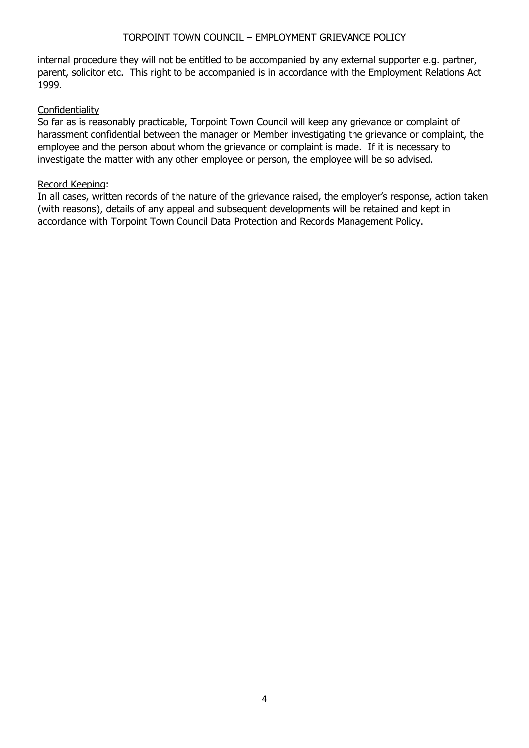internal procedure they will not be entitled to be accompanied by any external supporter e.g. partner, parent, solicitor etc. This right to be accompanied is in accordance with the Employment Relations Act 1999.

Confidentiality

So far as is reasonably practicable, Torpoint Town Council will keep any grievance or complaint of harassment confidential between the manager or Member investigating the grievance or complaint, the employee and the person about whom the grievance or complaint is made. If it is necessary to investigate the matter with any other employee or person, the employee will be so advised.

Record Keeping:

In all cases, written records of the nature of the grievance raised, the employer's response, action taken (with reasons), details of any appeal and subsequent developments will be retained and kept in accordance with Torpoint Town Council Data Protection and Records Management Policy.